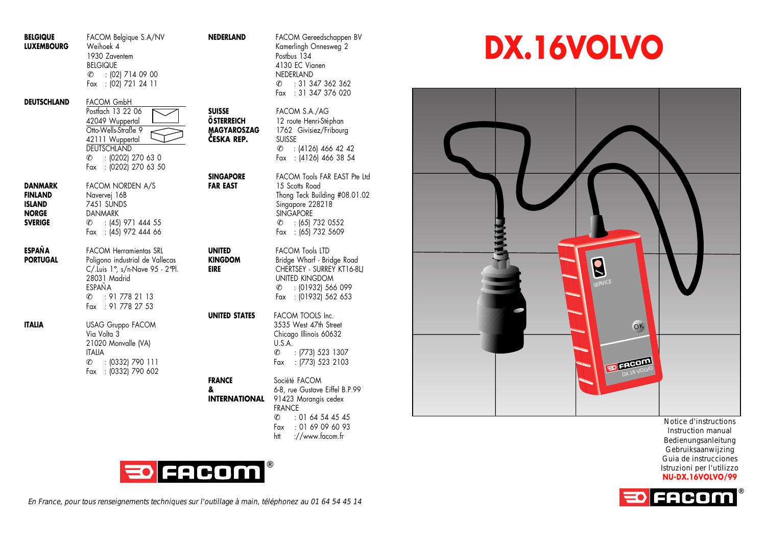# DX.16VOLVO

Notice d'instructions
Instruction manual
Bedienungsanleitung
Gebruiksaanwijzing
Guia de instrucciones
Istruzioni per l'utilizzo

**NU-DX.16VOLVO/99**

FACOM®

---

**BELGIQUE**
**LUXEMBOURG**

FACOM Belgique S.A/NV
Weihoek 4
1930 Zaventem
BELGIQUE
✆ : (02) 714 09 00
Fax : (02) 721 24 11

**DEUTSCHLAND**

FACOM GmbH
Postfach 13 22 06
42049 Wuppertal
Otto-Wells-Straße 9
42111 Wuppertal
DEUTSCHLAND
✆ : (0202) 270 63 0
Fax : (0202) 270 63 50

**DANMARK**
**FINLAND**
**ISLAND**
**NORGE**
**SVERIGE**

FACOM NORDEN A/S
Navervej 16B
7451 SUNDS
DANMARK
✆ : (45) 971 444 55
Fax : (45) 972 444 66

**ESPAÑA**
**PORTUGAL**

FACOM Herramientas SRL
Poligono industrial de Vallecas
C/.Luis 1°, s/n-Nave 95 - 2°Pl.
28031 Madrid
ESPAÑA
✆ : 91 778 21 13
Fax : 91 778 27 53

**ITALIA**

USAG Gruppo FACOM
Via Volta 3
21020 Monvalle (VA)
ITALIA
✆ : (0332) 790 111
Fax : (0332) 790 602

**NEDERLAND**

FACOM Gereedschappen BV
Kamerlingh Onnesweg 2
Postbus 134
4130 EC Vianen
NEDERLAND
✆ : 31 347 362 362
Fax : 31 347 376 020

**SUISSE**
**ÖSTERREICH**
**MAGYAROSZAG**
**ČESKA REP.**

FACOM S.A./AG
12 route Henri-Stéphan
1762 Givisiez/Fribourg
SUISSE
✆ : (4126) 466 42 42
Fax : (4126) 466 38 54

**SINGAPORE**
**FAR EAST**

FACOM Tools FAR EAST Pte Ltd
15 Scotts Road
Thong Teck Building #08.01.02
Singapore 228218
SINGAPORE
✆ : (65) 732 0552
Fax : (65) 732 5609

**UNITED**
**KINGDOM**
**EIRE**

FACOM Tools LTD
Bridge Wharf - Bridge Road
CHERTSEY - SURREY KT16-8LJ
UNITED KINGDOM
✆ : (01932) 566 099
Fax : (01932) 562 653

**UNITED STATES**

FACOM TOOLS Inc.
3535 West 47th Street
Chicago Illinois 60632
U.S.A.
✆ : (773) 523 1307
Fax : (773) 523 2103

**FRANCE**
**&**
**INTERNATIONAL**

Société FACOM
6-8, rue Gustave Eiffel B.P.99
91423 Morangis cedex
FRANCE
✆ : 01 64 54 45 45
Fax : 01 69 09 60 93
htt ://www.facom.fr

FACOM®

*En France, pour tous renseignements techniques sur l'outillage à main, téléphonez au 01 64 54 45 14*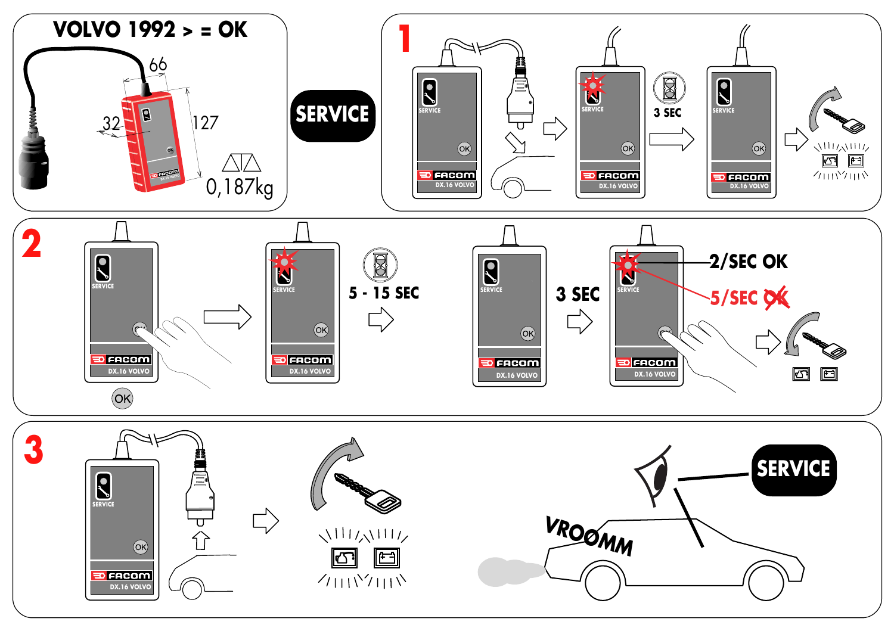VOLVO 1992 > = OK

66

32

127

0,187kg

FACOM DX.16 VOLVO

SERVICE

**1**

SERVICE

OK

FACOM

DX.16 VOLVO

3 SEC

**2**

OK

5 - 15 SEC

3 SEC

2/SEC OK

5/SEC OK

**3**

VROOMM

SERVICE